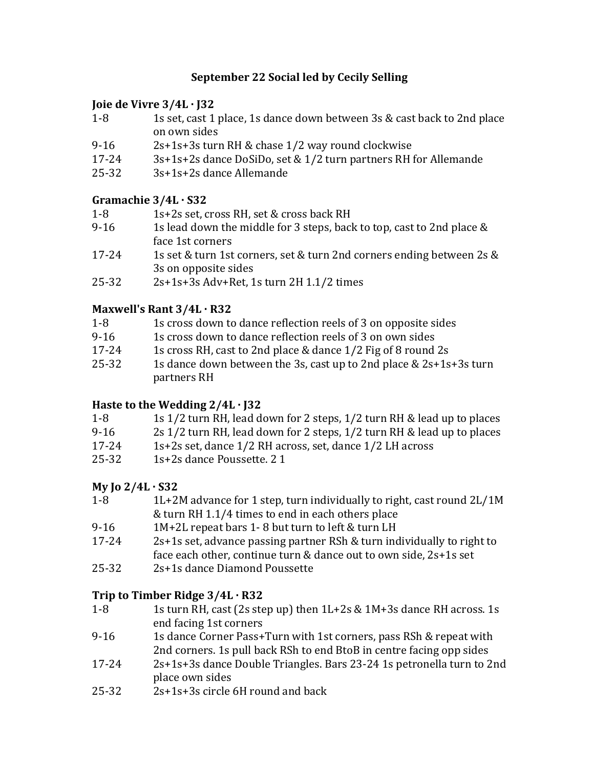# September 22 Social led by Cecily Selling

## Joie de Vivre 3/4L · J32

| | |
|---|---|
| 1-8 | 1s set, cast 1 place, 1s dance down between 3s & cast back to 2nd place on own sides |
| 9-16 | 2s+1s+3s turn RH & chase 1/2 way round clockwise |
| 17-24 | 3s+1s+2s dance DoSiDo, set & 1/2 turn partners RH for Allemande |
| 25-32 | 3s+1s+2s dance Allemande |

## Gramachie 3/4L · S32

| | |
|---|---|
| 1-8 | 1s+2s set, cross RH, set & cross back RH |
| 9-16 | 1s lead down the middle for 3 steps, back to top, cast to 2nd place & face 1st corners |
| 17-24 | 1s set & turn 1st corners, set & turn 2nd corners ending between 2s & 3s on opposite sides |
| 25-32 | 2s+1s+3s Adv+Ret, 1s turn 2H 1.1/2 times |

## Maxwell's Rant 3/4L · R32

| | |
|---|---|
| 1-8 | 1s cross down to dance reflection reels of 3 on opposite sides |
| 9-16 | 1s cross down to dance reflection reels of 3 on own sides |
| 17-24 | 1s cross RH, cast to 2nd place & dance 1/2 Fig of 8 round 2s |
| 25-32 | 1s dance down between the 3s, cast up to 2nd place & 2s+1s+3s turn partners RH |

## Haste to the Wedding 2/4L · J32

| | |
|---|---|
| 1-8 | 1s 1/2 turn RH, lead down for 2 steps, 1/2 turn RH & lead up to places |
| 9-16 | 2s 1/2 turn RH, lead down for 2 steps, 1/2 turn RH & lead up to places |
| 17-24 | 1s+2s set, dance 1/2 RH across, set, dance 1/2 LH across |
| 25-32 | 1s+2s dance Poussette. 2 1 |

## My Jo 2/4L · S32

| | |
|---|---|
| 1-8 | 1L+2M advance for 1 step, turn individually to right, cast round 2L/1M & turn RH 1.1/4 times to end in each others place |
| 9-16 | 1M+2L repeat bars 1- 8 but turn to left & turn LH |
| 17-24 | 2s+1s set, advance passing partner RSh & turn individually to right to face each other, continue turn & dance out to own side, 2s+1s set |
| 25-32 | 2s+1s dance Diamond Poussette |

## Trip to Timber Ridge 3/4L · R32

| | |
|---|---|
| 1-8 | 1s turn RH, cast (2s step up) then 1L+2s & 1M+3s dance RH across. 1s end facing 1st corners |
| 9-16 | 1s dance Corner Pass+Turn with 1st corners, pass RSh & repeat with 2nd corners. 1s pull back RSh to end BtoB in centre facing opp sides |
| 17-24 | 2s+1s+3s dance Double Triangles. Bars 23-24 1s petronella turn to 2nd place own sides |
| 25-32 | 2s+1s+3s circle 6H round and back |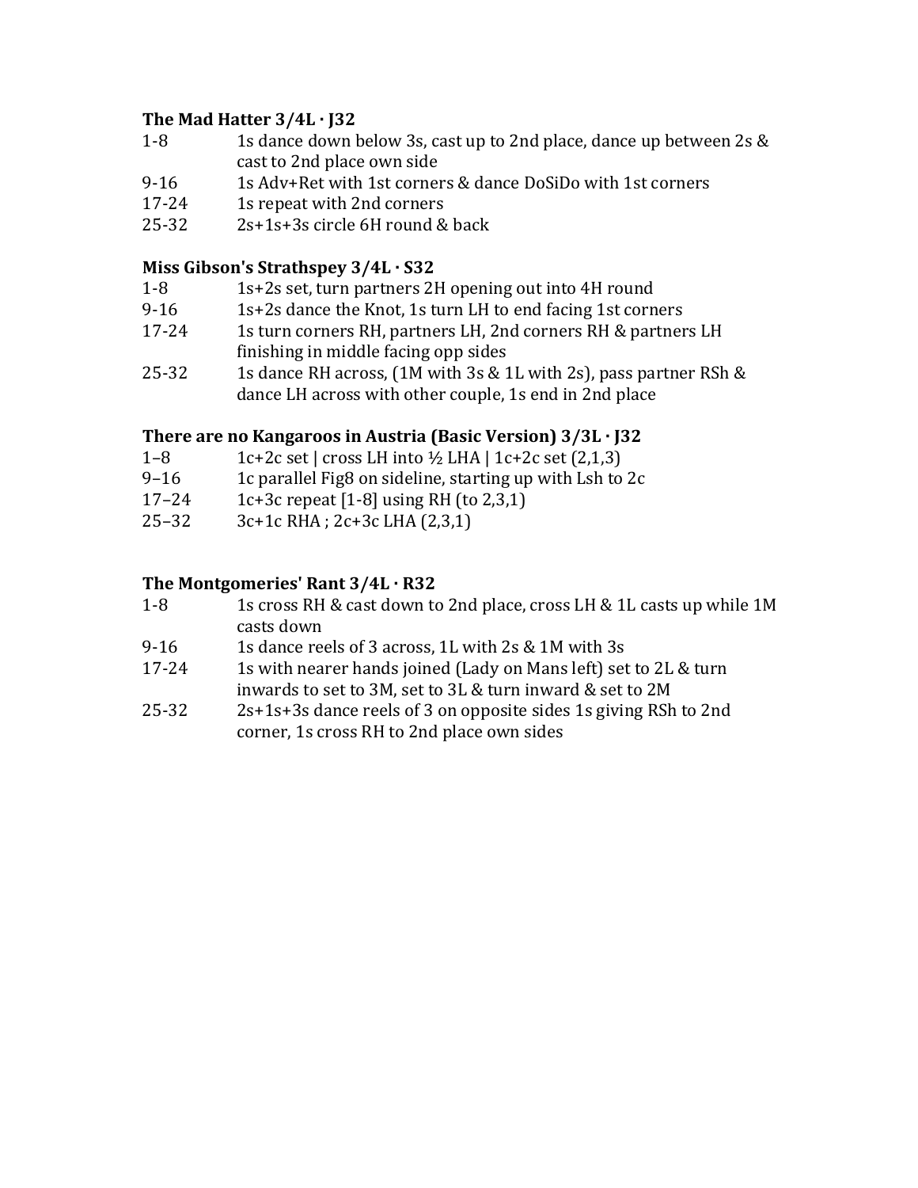**The Mad Hatter 3/4L · J32**

| | |
|---|---|
| 1-8 | 1s dance down below 3s, cast up to 2nd place, dance up between 2s & cast to 2nd place own side |
| 9-16 | 1s Adv+Ret with 1st corners & dance DoSiDo with 1st corners |
| 17-24 | 1s repeat with 2nd corners |
| 25-32 | 2s+1s+3s circle 6H round & back |

**Miss Gibson's Strathspey 3/4L · S32**

| | |
|---|---|
| 1-8 | 1s+2s set, turn partners 2H opening out into 4H round |
| 9-16 | 1s+2s dance the Knot, 1s turn LH to end facing 1st corners |
| 17-24 | 1s turn corners RH, partners LH, 2nd corners RH & partners LH finishing in middle facing opp sides |
| 25-32 | 1s dance RH across, (1M with 3s & 1L with 2s), pass partner RSh & dance LH across with other couple, 1s end in 2nd place |

**There are no Kangaroos in Austria (Basic Version) 3/3L · J32**

| | |
|---|---|
| 1–8 | 1c+2c set \| cross LH into ½ LHA \| 1c+2c set (2,1,3) |
| 9–16 | 1c parallel Fig8 on sideline, starting up with Lsh to 2c |
| 17–24 | 1c+3c repeat [1-8] using RH (to 2,3,1) |
| 25–32 | 3c+1c RHA ; 2c+3c LHA (2,3,1) |

**The Montgomeries' Rant 3/4L · R32**

| | |
|---|---|
| 1-8 | 1s cross RH & cast down to 2nd place, cross LH & 1L casts up while 1M casts down |
| 9-16 | 1s dance reels of 3 across, 1L with 2s & 1M with 3s |
| 17-24 | 1s with nearer hands joined (Lady on Mans left) set to 2L & turn inwards to set to 3M, set to 3L & turn inward & set to 2M |
| 25-32 | 2s+1s+3s dance reels of 3 on opposite sides 1s giving RSh to 2nd corner, 1s cross RH to 2nd place own sides |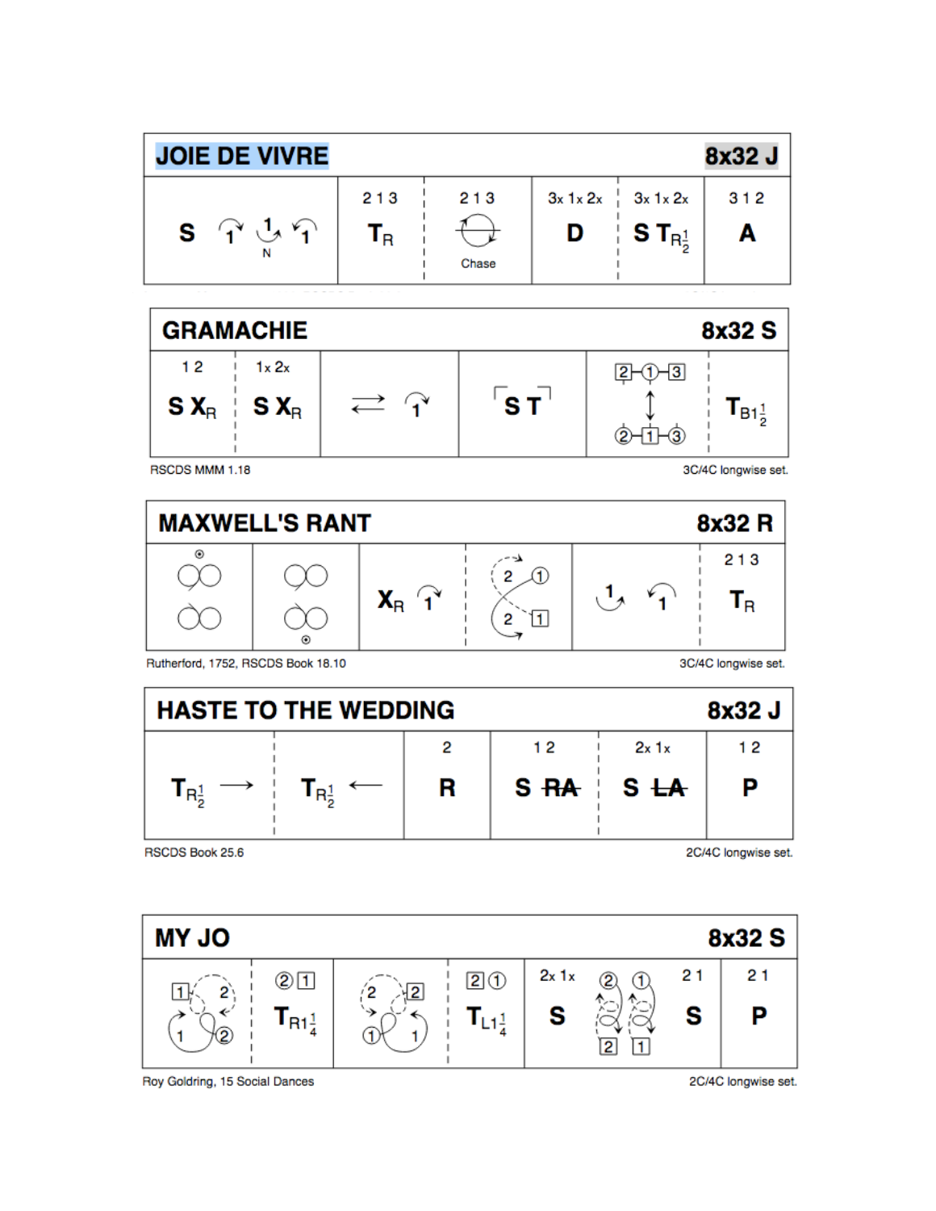## JOIE DE VIVRE — 8x32 J

| | 2 1 3 | 2 1 3 | 3x 1x 2x | 3x 1x 2x | 3 1 2 |
|---|---|---|---|---|---|
| S 1 1 N 1 | $T_R$ | Chase | D | S $T_{R\frac{1}{2}}$ | A |

## GRAMACHIE — 8x32 S

| 1 2 | 1x 2x | | | | |
|---|---|---|---|---|---|
| S $X_R$ | S $X_R$ | ⇄ 1 | S T | 2-1-3 ↕ 2-1-3 | $T_{B1\frac{1}{2}}$ |

RSCDS MMM 1.18 — 3C/4C longwise set.

## MAXWELL'S RANT — 8x32 R

| | | | | | 2 1 3 |
|---|---|---|---|---|---|
| | | $X_R$ 1 | 2 1 / 2 1 | 1 1 | $T_R$ |

Rutherford, 1752, RSCDS Book 18.10 — 3C/4C longwise set.

## HASTE TO THE WEDDING — 8x32 J

| | | 2 | 1 2 | 2x 1x | 1 2 |
|---|---|---|---|---|---|
| $T_{R\frac{1}{2}}$ → | $T_{R\frac{1}{2}}$ ← | R | S RA | S LA | P |

RSCDS Book 25.6 — 2C/4C longwise set.

## MY JO — 8x32 S

| | 2 1 | | 2 1 | 2x 1x | 2 1 | 2 1 |
|---|---|---|---|---|---|---|
| 1 2 / 1 2 | $T_{R1\frac{1}{4}}$ | 2 2 / 1 1 | $T_{L1\frac{1}{4}}$ | S | 2 1 / 2 1 S | P |

Roy Goldring, 15 Social Dances — 2C/4C longwise set.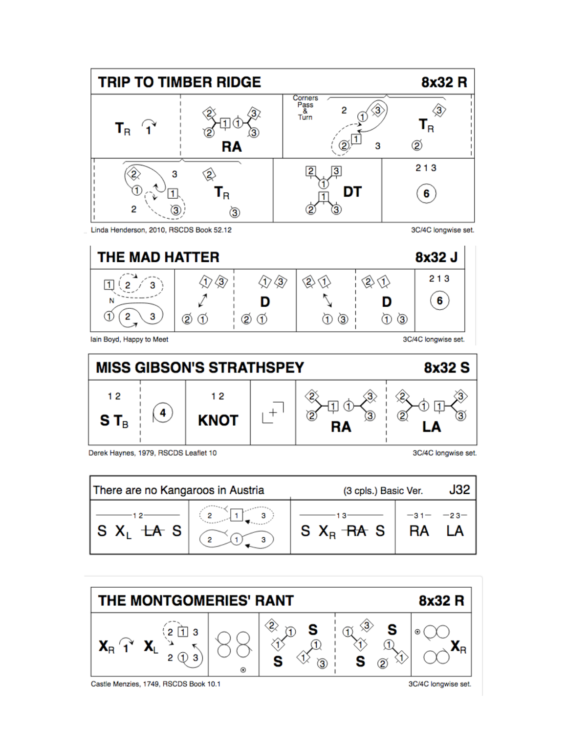## TRIP TO TIMBER RIDGE — 8x32 R

$T_R$ 1 | RA | Corners Pass & Turn 2 3 $T_R$ |
2 3 $T_R$ | DT | 2 1 3 6

Linda Henderson, 2010, RSCDS Book 52.12 — 3C/4C longwise set.

## THE MAD HATTER — 8x32 J

N | | D | | D | 2 1 3 6

Iain Boyd, Happy to Meet — 3C/4C longwise set.

## MISS GIBSON'S STRATHSPEY — 8x32 S

1 2 S $T_B$ | 4 | 1 2 KNOT | | RA | LA

Derek Haynes, 1979, RSCDS Leaflet 10 — 3C/4C longwise set.

## There are no Kangaroos in Austria — (3 cpls.) Basic Ver. J32

1 2 S $X_L$ ~~LA~~ S | 2 1 3 | 1 3 S $X_R$ ~~RA~~ S | 3 1 RA 2 3 LA

## THE MONTGOMERIES' RANT — 8x32 R

$X_R$ 1 $X_L$ 2 1 3 | | S S | S S | $X_R$

Castle Menzies, 1749, RSCDS Book 10.1 — 3C/4C longwise set.